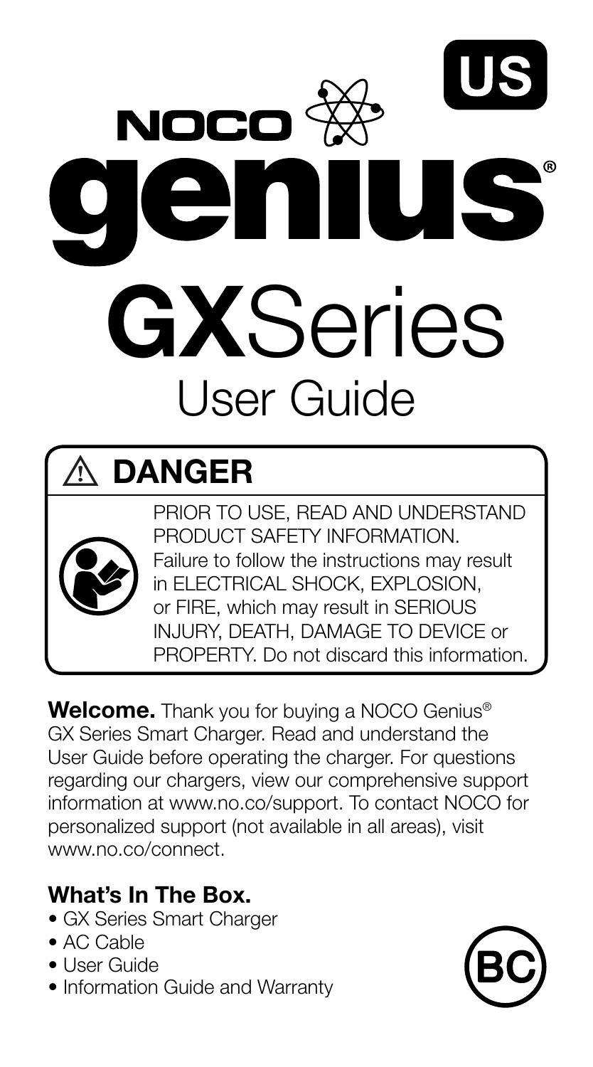# NOCO genius®

US

# GXSeries

## User Guide

### ⚠ DANGER

PRIOR TO USE, READ AND UNDERSTAND PRODUCT SAFETY INFORMATION. Failure to follow the instructions may result in ELECTRICAL SHOCK, EXPLOSION, or FIRE, which may result in SERIOUS INJURY, DEATH, DAMAGE TO DEVICE or PROPERTY. Do not discard this information.

**Welcome.** Thank you for buying a NOCO Genius® GX Series Smart Charger. Read and understand the User Guide before operating the charger. For questions regarding our chargers, view our comprehensive support information at www.no.co/support. To contact NOCO for personalized support (not available in all areas), visit www.no.co/connect.

### What's In The Box.

- GX Series Smart Charger
- AC Cable
- User Guide
- Information Guide and Warranty

BC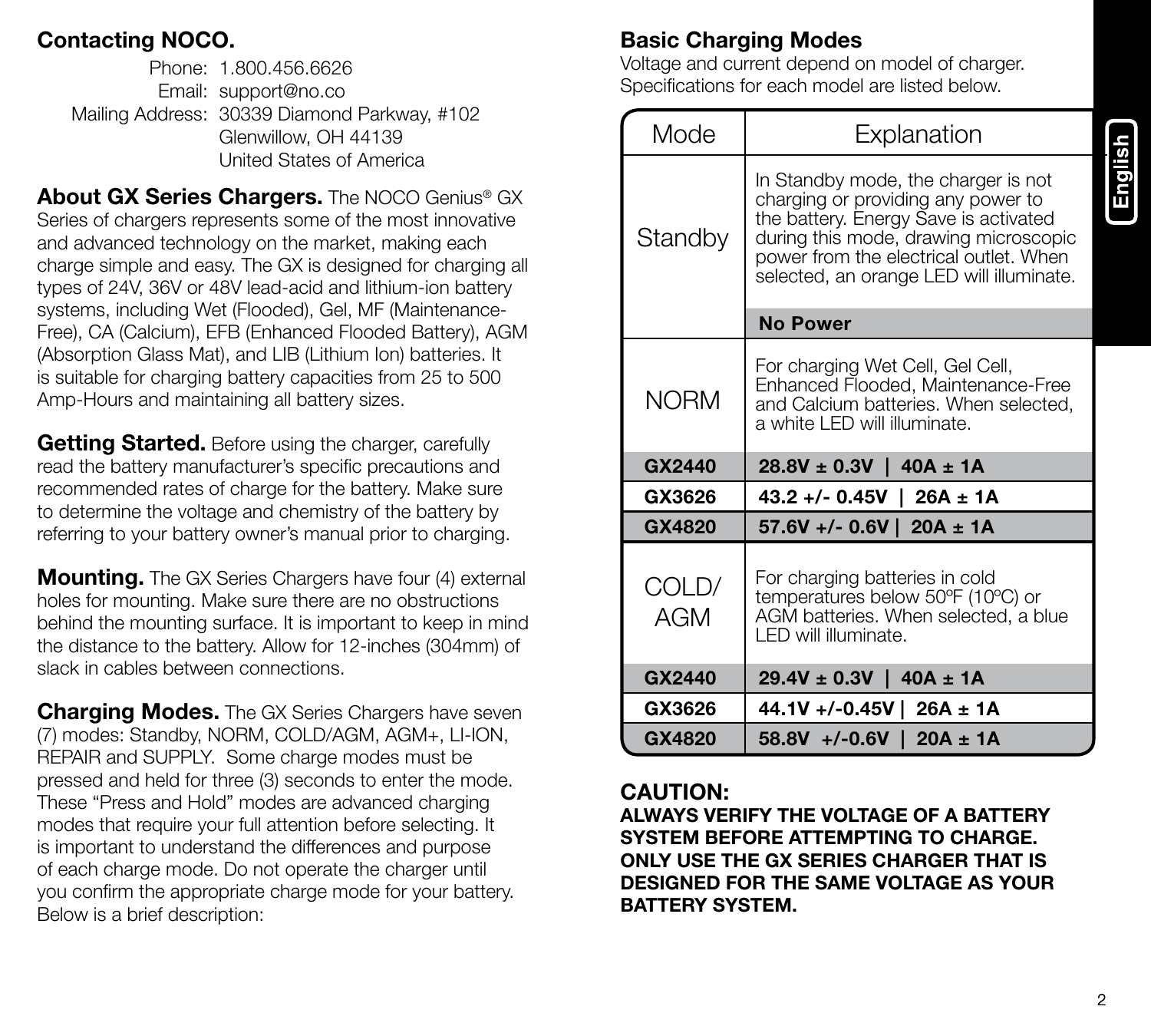## Contacting NOCO.

Phone: 1.800.456.6626
Email: support@no.co
Mailing Address: 30339 Diamond Parkway, #102
Glenwillow, OH 44139
United States of America

**About GX Series Chargers.** The NOCO Genius® GX Series of chargers represents some of the most innovative and advanced technology on the market, making each charge simple and easy. The GX is designed for charging all types of 24V, 36V or 48V lead-acid and lithium-ion battery systems, including Wet (Flooded), Gel, MF (Maintenance-Free), CA (Calcium), EFB (Enhanced Flooded Battery), AGM (Absorption Glass Mat), and LIB (Lithium Ion) batteries. It is suitable for charging battery capacities from 25 to 500 Amp-Hours and maintaining all battery sizes.

**Getting Started.** Before using the charger, carefully read the battery manufacturer's specific precautions and recommended rates of charge for the battery. Make sure to determine the voltage and chemistry of the battery by referring to your battery owner's manual prior to charging.

**Mounting.** The GX Series Chargers have four (4) external holes for mounting. Make sure there are no obstructions behind the mounting surface. It is important to keep in mind the distance to the battery. Allow for 12-inches (304mm) of slack in cables between connections.

**Charging Modes.** The GX Series Chargers have seven (7) modes: Standby, NORM, COLD/AGM, AGM+, LI-ION, REPAIR and SUPPLY. Some charge modes must be pressed and held for three (3) seconds to enter the mode. These "Press and Hold" modes are advanced charging modes that require your full attention before selecting. It is important to understand the differences and purpose of each charge mode. Do not operate the charger until you confirm the appropriate charge mode for your battery. Below is a brief description:

## Basic Charging Modes

Voltage and current depend on model of charger. Specifications for each model are listed below.

| Mode | Explanation |
|---|---|
| Standby | In Standby mode, the charger is not charging or providing any power to the battery. Energy Save is activated during this mode, drawing microscopic power from the electrical outlet. When selected, an orange LED will illuminate. |
| | **No Power** |
| NORM | For charging Wet Cell, Gel Cell, Enhanced Flooded, Maintenance-Free and Calcium batteries. When selected, a white LED will illuminate. |
| **GX2440** | **28.8V ± 0.3V \| 40A ± 1A** |
| **GX3626** | **43.2 +/- 0.45V \| 26A ± 1A** |
| **GX4820** | **57.6V +/- 0.6V \| 20A ± 1A** |
| COLD/ AGM | For charging batteries in cold temperatures below 50ºF (10ºC) or AGM batteries. When selected, a blue LED will illuminate. |
| **GX2440** | **29.4V ± 0.3V \| 40A ± 1A** |
| **GX3626** | **44.1V +/-0.45V \| 26A ± 1A** |
| **GX4820** | **58.8V +/-0.6V \| 20A ± 1A** |

**CAUTION:**

**ALWAYS VERIFY THE VOLTAGE OF A BATTERY SYSTEM BEFORE ATTEMPTING TO CHARGE. ONLY USE THE GX SERIES CHARGER THAT IS DESIGNED FOR THE SAME VOLTAGE AS YOUR BATTERY SYSTEM.**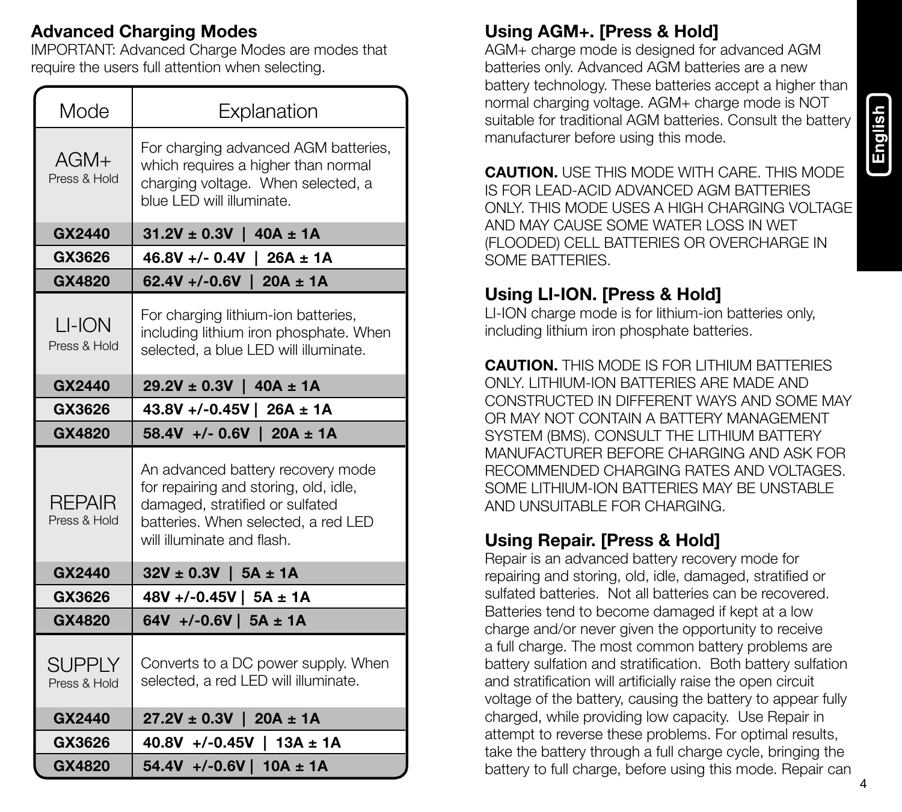## Advanced Charging Modes

IMPORTANT: Advanced Charge Modes are modes that require the users full attention when selecting.

| Mode | Explanation |
| --- | --- |
| AGM+ Press & Hold | For charging advanced AGM batteries, which requires a higher than normal charging voltage. When selected, a blue LED will illuminate. |
| **GX2440** | **31.2V ± 0.3V \| 40A ± 1A** |
| **GX3626** | **46.8V +/- 0.4V \| 26A ± 1A** |
| **GX4820** | **62.4V +/-0.6V \| 20A ± 1A** |
| LI-ION Press & Hold | For charging lithium-ion batteries, including lithium iron phosphate. When selected, a blue LED will illuminate. |
| **GX2440** | **29.2V ± 0.3V \| 40A ± 1A** |
| **GX3626** | **43.8V +/-0.45V \| 26A ± 1A** |
| **GX4820** | **58.4V +/- 0.6V \| 20A ± 1A** |
| REPAIR Press & Hold | An advanced battery recovery mode for repairing and storing, old, idle, damaged, stratified or sulfated batteries. When selected, a red LED will illuminate and flash. |
| **GX2440** | **32V ± 0.3V \| 5A ± 1A** |
| **GX3626** | **48V +/-0.45V \| 5A ± 1A** |
| **GX4820** | **64V +/-0.6V \| 5A ± 1A** |
| SUPPLY Press & Hold | Converts to a DC power supply. When selected, a red LED will illuminate. |
| **GX2440** | **27.2V ± 0.3V \| 20A ± 1A** |
| **GX3626** | **40.8V +/-0.45V \| 13A ± 1A** |
| **GX4820** | **54.4V +/-0.6V \| 10A ± 1A** |

### Using AGM+. [Press & Hold]

AGM+ charge mode is designed for advanced AGM batteries only. Advanced AGM batteries are a new battery technology. These batteries accept a higher than normal charging voltage. AGM+ charge mode is NOT suitable for traditional AGM batteries. Consult the battery manufacturer before using this mode.

**CAUTION.** USE THIS MODE WITH CARE. THIS MODE IS FOR LEAD-ACID ADVANCED AGM BATTERIES ONLY. THIS MODE USES A HIGH CHARGING VOLTAGE AND MAY CAUSE SOME WATER LOSS IN WET (FLOODED) CELL BATTERIES OR OVERCHARGE IN SOME BATTERIES.

### Using LI-ION. [Press & Hold]

LI-ION charge mode is for lithium-ion batteries only, including lithium iron phosphate batteries.

**CAUTION.** THIS MODE IS FOR LITHIUM BATTERIES ONLY. LITHIUM-ION BATTERIES ARE MADE AND CONSTRUCTED IN DIFFERENT WAYS AND SOME MAY OR MAY NOT CONTAIN A BATTERY MANAGEMENT SYSTEM (BMS). CONSULT THE LITHIUM BATTERY MANUFACTURER BEFORE CHARGING AND ASK FOR RECOMMENDED CHARGING RATES AND VOLTAGES. SOME LITHIUM-ION BATTERIES MAY BE UNSTABLE AND UNSUITABLE FOR CHARGING.

### Using Repair. [Press & Hold]

Repair is an advanced battery recovery mode for repairing and storing, old, idle, damaged, stratified or sulfated batteries. Not all batteries can be recovered. Batteries tend to become damaged if kept at a low charge and/or never given the opportunity to receive a full charge. The most common battery problems are battery sulfation and stratification. Both battery sulfation and stratification will artificially raise the open circuit voltage of the battery, causing the battery to appear fully charged, while providing low capacity. Use Repair in attempt to reverse these problems. For optimal results, take the battery through a full charge cycle, bringing the battery to full charge, before using this mode. Repair can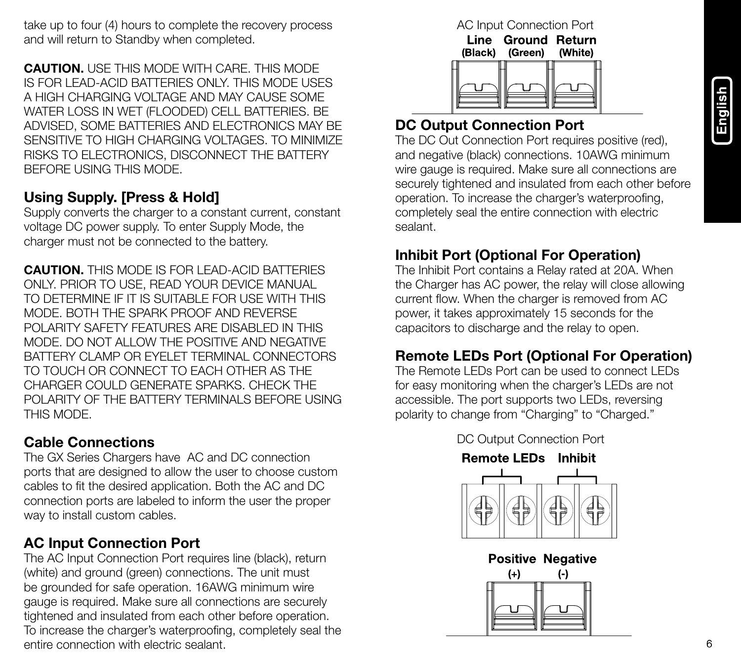take up to four (4) hours to complete the recovery process and will return to Standby when completed.

**CAUTION.** USE THIS MODE WITH CARE. THIS MODE IS FOR LEAD-ACID BATTERIES ONLY. THIS MODE USES A HIGH CHARGING VOLTAGE AND MAY CAUSE SOME WATER LOSS IN WET (FLOODED) CELL BATTERIES. BE ADVISED, SOME BATTERIES AND ELECTRONICS MAY BE SENSITIVE TO HIGH CHARGING VOLTAGES. TO MINIMIZE RISKS TO ELECTRONICS, DISCONNECT THE BATTERY BEFORE USING THIS MODE.

## Using Supply. [Press & Hold]

Supply converts the charger to a constant current, constant voltage DC power supply. To enter Supply Mode, the charger must not be connected to the battery.

**CAUTION.** THIS MODE IS FOR LEAD-ACID BATTERIES ONLY. PRIOR TO USE, READ YOUR DEVICE MANUAL TO DETERMINE IF IT IS SUITABLE FOR USE WITH THIS MODE. BOTH THE SPARK PROOF AND REVERSE POLARITY SAFETY FEATURES ARE DISABLED IN THIS MODE. DO NOT ALLOW THE POSITIVE AND NEGATIVE BATTERY CLAMP OR EYELET TERMINAL CONNECTORS TO TOUCH OR CONNECT TO EACH OTHER AS THE CHARGER COULD GENERATE SPARKS. CHECK THE POLARITY OF THE BATTERY TERMINALS BEFORE USING THIS MODE.

## Cable Connections

The GX Series Chargers have AC and DC connection ports that are designed to allow the user to choose custom cables to fit the desired application. Both the AC and DC connection ports are labeled to inform the user the proper way to install custom cables.

## AC Input Connection Port

The AC Input Connection Port requires line (black), return (white) and ground (green) connections. The unit must be grounded for safe operation. 16AWG minimum wire gauge is required. Make sure all connections are securely tightened and insulated from each other before operation. To increase the charger's waterproofing, completely seal the entire connection with electric sealant.

AC Input Connection Port

**Line (Black)** **Ground (Green)** **Return (White)**

## DC Output Connection Port

The DC Out Connection Port requires positive (red), and negative (black) connections. 10AWG minimum wire gauge is required. Make sure all connections are securely tightened and insulated from each other before operation. To increase the charger's waterproofing, completely seal the entire connection with electric sealant.

## Inhibit Port (Optional For Operation)

The Inhibit Port contains a Relay rated at 20A. When the Charger has AC power, the relay will close allowing current flow. When the charger is removed from AC power, it takes approximately 15 seconds for the capacitors to discharge and the relay to open.

## Remote LEDs Port (Optional For Operation)

The Remote LEDs Port can be used to connect LEDs for easy monitoring when the charger's LEDs are not accessible. The port supports two LEDs, reversing polarity to change from "Charging" to "Charged."

DC Output Connection Port

**Remote LEDs** **Inhibit**

**Positive (+)** **Negative (-)**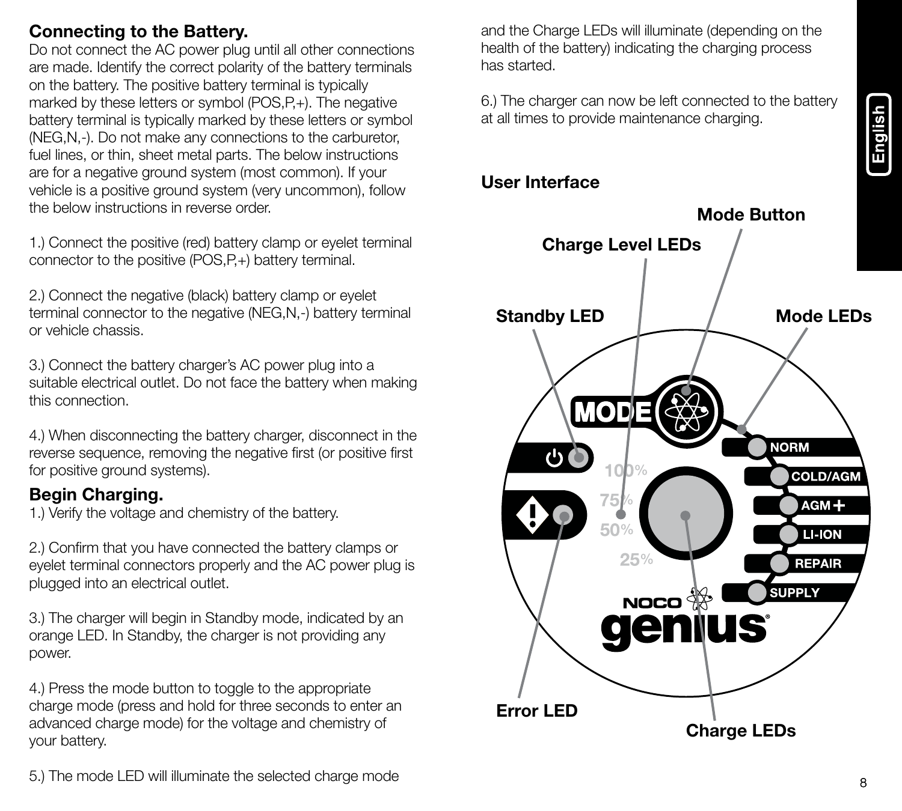## Connecting to the Battery.

Do not connect the AC power plug until all other connections are made. Identify the correct polarity of the battery terminals on the battery. The positive battery terminal is typically marked by these letters or symbol (POS,P,+). The negative battery terminal is typically marked by these letters or symbol (NEG,N,-). Do not make any connections to the carburetor, fuel lines, or thin, sheet metal parts. The below instructions are for a negative ground system (most common). If your vehicle is a positive ground system (very uncommon), follow the below instructions in reverse order.

1.) Connect the positive (red) battery clamp or eyelet terminal connector to the positive (POS,P,+) battery terminal.

2.) Connect the negative (black) battery clamp or eyelet terminal connector to the negative (NEG,N,-) battery terminal or vehicle chassis.

3.) Connect the battery charger's AC power plug into a suitable electrical outlet. Do not face the battery when making this connection.

4.) When disconnecting the battery charger, disconnect in the reverse sequence, removing the negative first (or positive first for positive ground systems).

## Begin Charging.

1.) Verify the voltage and chemistry of the battery.

2.) Confirm that you have connected the battery clamps or eyelet terminal connectors properly and the AC power plug is plugged into an electrical outlet.

3.) The charger will begin in Standby mode, indicated by an orange LED. In Standby, the charger is not providing any power.

4.) Press the mode button to toggle to the appropriate charge mode (press and hold for three seconds to enter an advanced charge mode) for the voltage and chemistry of your battery.

5.) The mode LED will illuminate the selected charge mode and the Charge LEDs will illuminate (depending on the health of the battery) indicating the charging process has started.

6.) The charger can now be left connected to the battery at all times to provide maintenance charging.

## User Interface

Mode Button

Charge Level LEDs

Standby LED

Mode LEDs

MODE

100%

75%

50%

25%

NORM

COLD/AGM

AGM +

LI-ION

REPAIR

SUPPLY

NOCO genius

Error LED

Charge LEDs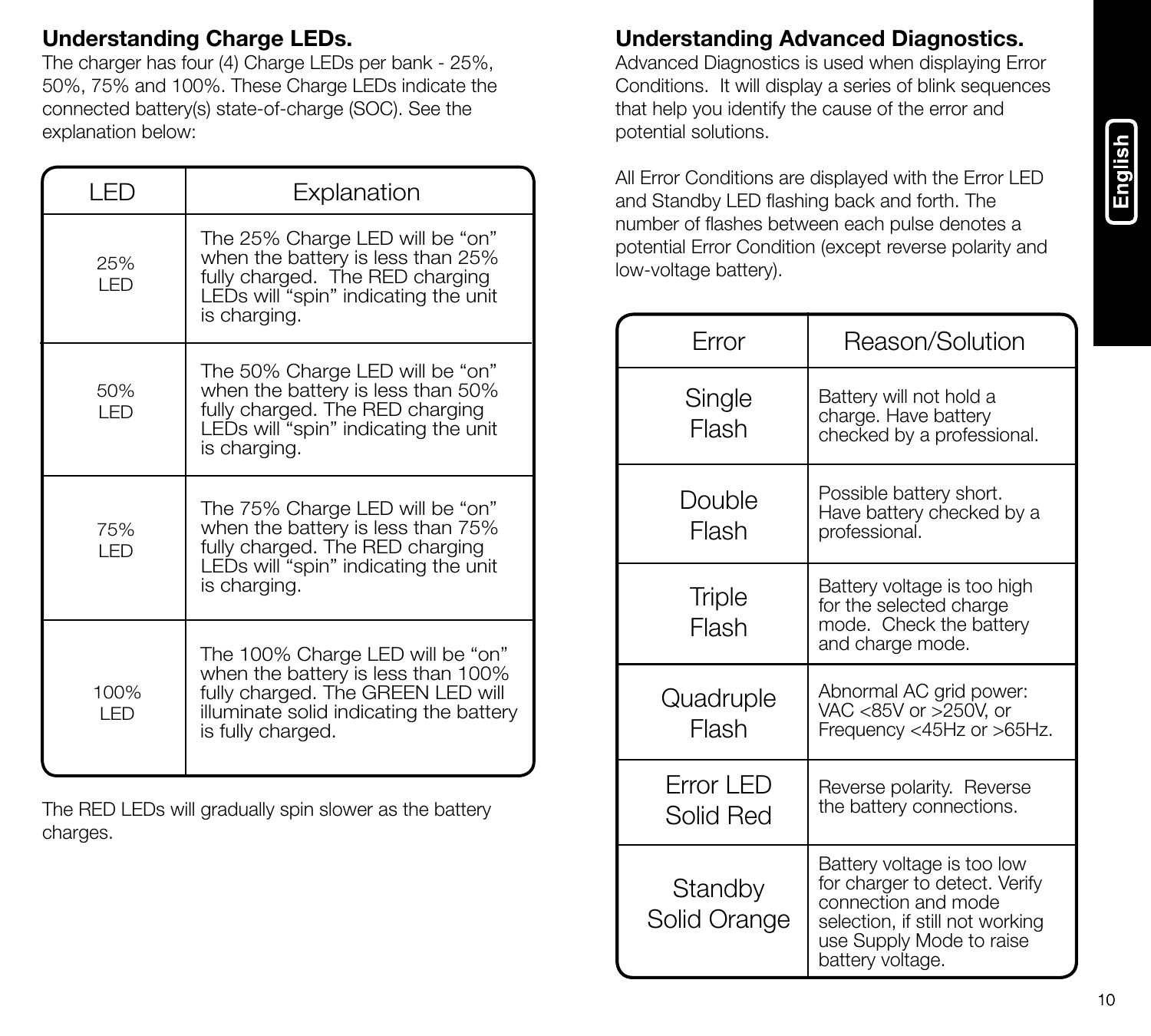## Understanding Charge LEDs.

The charger has four (4) Charge LEDs per bank - 25%, 50%, 75% and 100%. These Charge LEDs indicate the connected battery(s) state-of-charge (SOC). See the explanation below:

| LED | Explanation |
|---|---|
| 25% LED | The 25% Charge LED will be "on" when the battery is less than 25% fully charged. The RED charging LEDs will "spin" indicating the unit is charging. |
| 50% LED | The 50% Charge LED will be "on" when the battery is less than 50% fully charged. The RED charging LEDs will "spin" indicating the unit is charging. |
| 75% LED | The 75% Charge LED will be "on" when the battery is less than 75% fully charged. The RED charging LEDs will "spin" indicating the unit is charging. |
| 100% LED | The 100% Charge LED will be "on" when the battery is less than 100% fully charged. The GREEN LED will illuminate solid indicating the battery is fully charged. |

The RED LEDs will gradually spin slower as the battery charges.

## Understanding Advanced Diagnostics.

Advanced Diagnostics is used when displaying Error Conditions. It will display a series of blink sequences that help you identify the cause of the error and potential solutions.

All Error Conditions are displayed with the Error LED and Standby LED flashing back and forth. The number of flashes between each pulse denotes a potential Error Condition (except reverse polarity and low-voltage battery).

| Error | Reason/Solution |
|---|---|
| Single Flash | Battery will not hold a charge. Have battery checked by a professional. |
| Double Flash | Possible battery short. Have battery checked by a professional. |
| Triple Flash | Battery voltage is too high for the selected charge mode. Check the battery and charge mode. |
| Quadruple Flash | Abnormal AC grid power: VAC <85V or >250V, or Frequency <45Hz or >65Hz. |
| Error LED Solid Red | Reverse polarity. Reverse the battery connections. |
| Standby Solid Orange | Battery voltage is too low for charger to detect. Verify connection and mode selection, if still not working use Supply Mode to raise battery voltage. |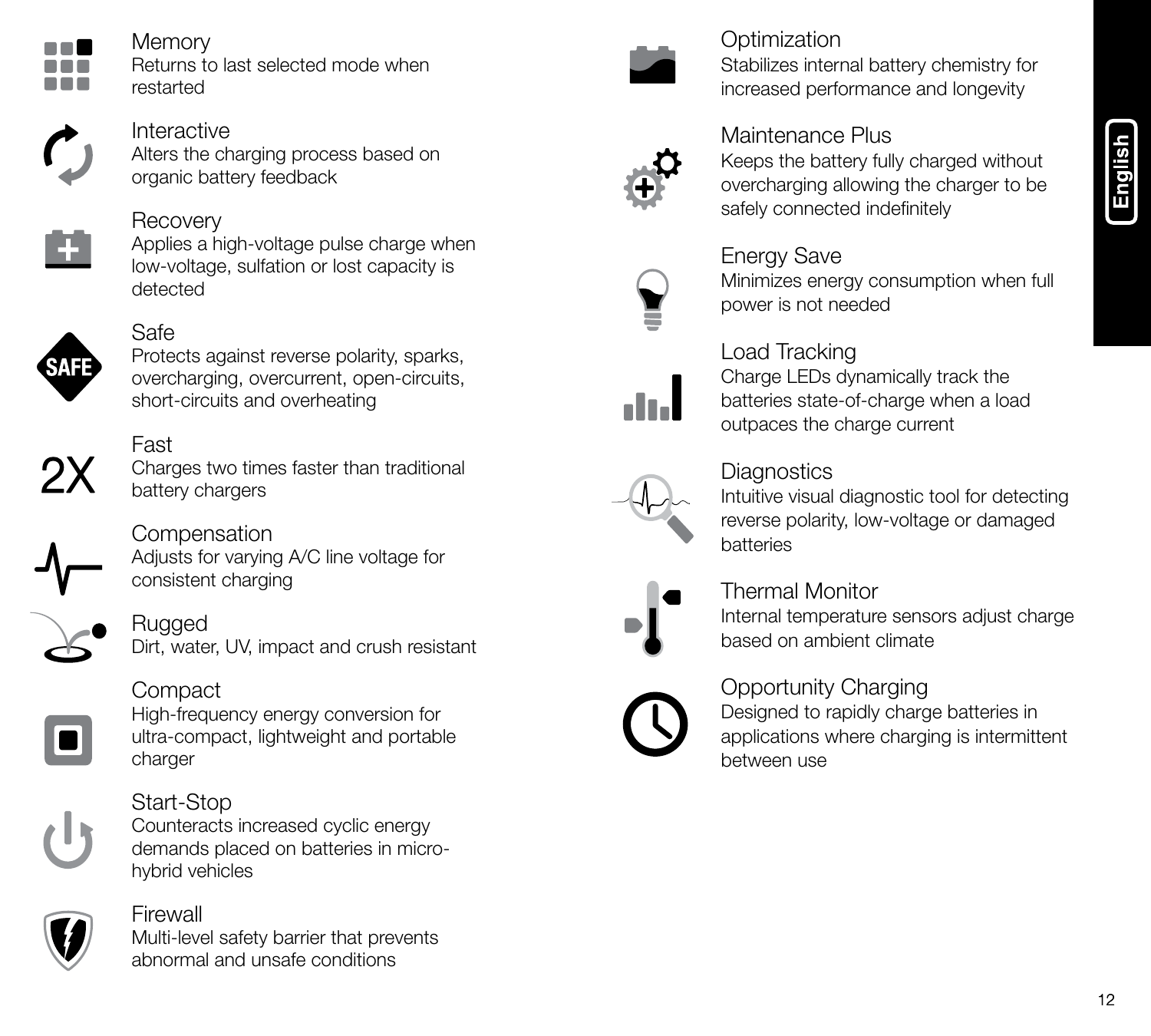**Memory**
Returns to last selected mode when restarted

**Interactive**
Alters the charging process based on organic battery feedback

**Recovery**
Applies a high-voltage pulse charge when low-voltage, sulfation or lost capacity is detected

**Safe**
Protects against reverse polarity, sparks, overcharging, overcurrent, open-circuits, short-circuits and overheating

**Fast**
Charges two times faster than traditional battery chargers

**Compensation**
Adjusts for varying A/C line voltage for consistent charging

**Rugged**
Dirt, water, UV, impact and crush resistant

**Compact**
High-frequency energy conversion for ultra-compact, lightweight and portable charger

**Start-Stop**
Counteracts increased cyclic energy demands placed on batteries in micro-hybrid vehicles

**Firewall**
Multi-level safety barrier that prevents abnormal and unsafe conditions

**Optimization**
Stabilizes internal battery chemistry for increased performance and longevity

**Maintenance Plus**
Keeps the battery fully charged without overcharging allowing the charger to be safely connected indefinitely

**Energy Save**
Minimizes energy consumption when full power is not needed

**Load Tracking**
Charge LEDs dynamically track the batteries state-of-charge when a load outpaces the charge current

**Diagnostics**
Intuitive visual diagnostic tool for detecting reverse polarity, low-voltage or damaged batteries

**Thermal Monitor**
Internal temperature sensors adjust charge based on ambient climate

**Opportunity Charging**
Designed to rapidly charge batteries in applications where charging is intermittent between use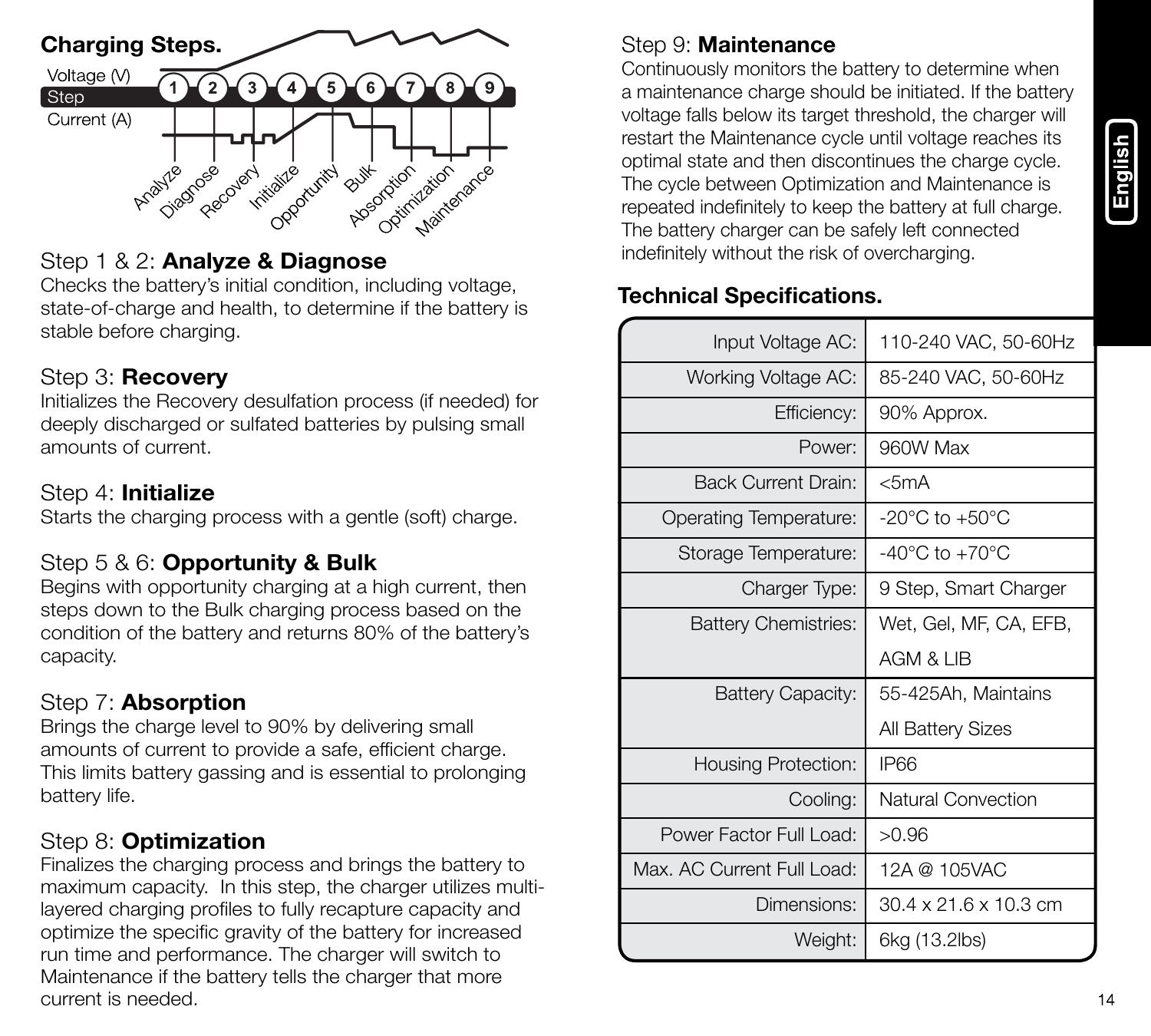## Charging Steps.

Voltage (V)
Step
Current (A)

1 Analyze, 2 Diagnose, 3 Recovery, 4 Initialize, 5 Opportunity, 6 Bulk, 7 Absorption, 8 Optimization, 9 Maintenance

### Step 1 & 2: **Analyze & Diagnose**

Checks the battery's initial condition, including voltage, state-of-charge and health, to determine if the battery is stable before charging.

### Step 3: **Recovery**

Initializes the Recovery desulfation process (if needed) for deeply discharged or sulfated batteries by pulsing small amounts of current.

### Step 4: **Initialize**

Starts the charging process with a gentle (soft) charge.

### Step 5 & 6: **Opportunity & Bulk**

Begins with opportunity charging at a high current, then steps down to the Bulk charging process based on the condition of the battery and returns 80% of the battery's capacity.

### Step 7: **Absorption**

Brings the charge level to 90% by delivering small amounts of current to provide a safe, efficient charge. This limits battery gassing and is essential to prolonging battery life.

### Step 8: **Optimization**

Finalizes the charging process and brings the battery to maximum capacity. In this step, the charger utilizes multi-layered charging profiles to fully recapture capacity and optimize the specific gravity of the battery for increased run time and performance. The charger will switch to Maintenance if the battery tells the charger that more current is needed.

### Step 9: **Maintenance**

Continuously monitors the battery to determine when a maintenance charge should be initiated. If the battery voltage falls below its target threshold, the charger will restart the Maintenance cycle until voltage reaches its optimal state and then discontinues the charge cycle. The cycle between Optimization and Maintenance is repeated indefinitely to keep the battery at full charge. The battery charger can be safely left connected indefinitely without the risk of overcharging.

## Technical Specifications.

| | |
|---:|---|
| Input Voltage AC: | 110-240 VAC, 50-60Hz |
| Working Voltage AC: | 85-240 VAC, 50-60Hz |
| Efficiency: | 90% Approx. |
| Power: | 960W Max |
| Back Current Drain: | <5mA |
| Operating Temperature: | -20°C to +50°C |
| Storage Temperature: | -40°C to +70°C |
| Charger Type: | 9 Step, Smart Charger |
| Battery Chemistries: | Wet, Gel, MF, CA, EFB, AGM & LIB |
| Battery Capacity: | 55-425Ah, Maintains All Battery Sizes |
| Housing Protection: | IP66 |
| Cooling: | Natural Convection |
| Power Factor Full Load: | >0.96 |
| Max. AC Current Full Load: | 12A @ 105VAC |
| Dimensions: | 30.4 x 21.6 x 10.3 cm |
| Weight: | 6kg (13.2lbs) |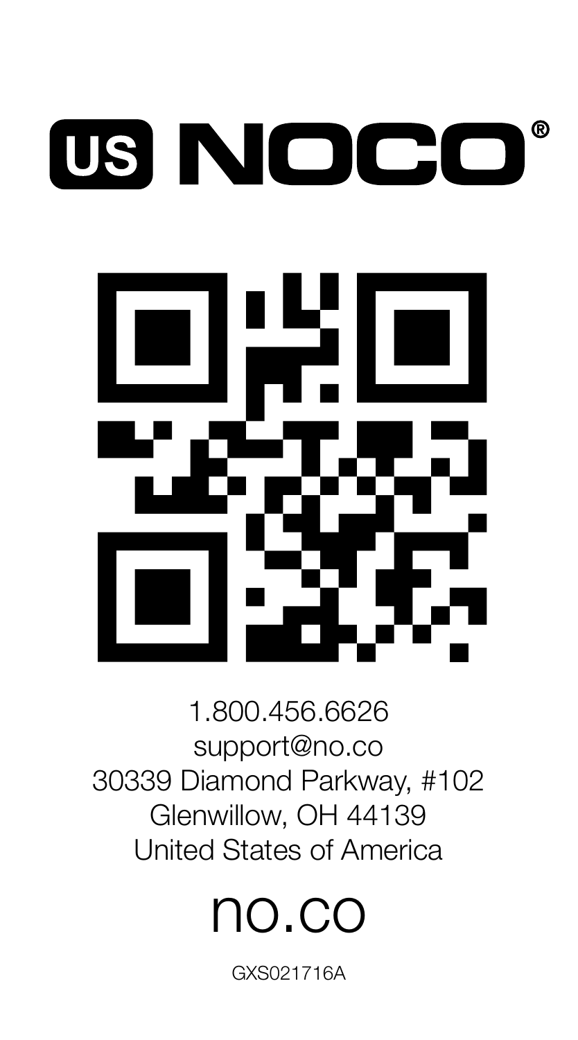# US NOCO®

1.800.456.6626
support@no.co
30339 Diamond Parkway, #102
Glenwillow, OH 44139
United States of America

## no.co

GXS021716A